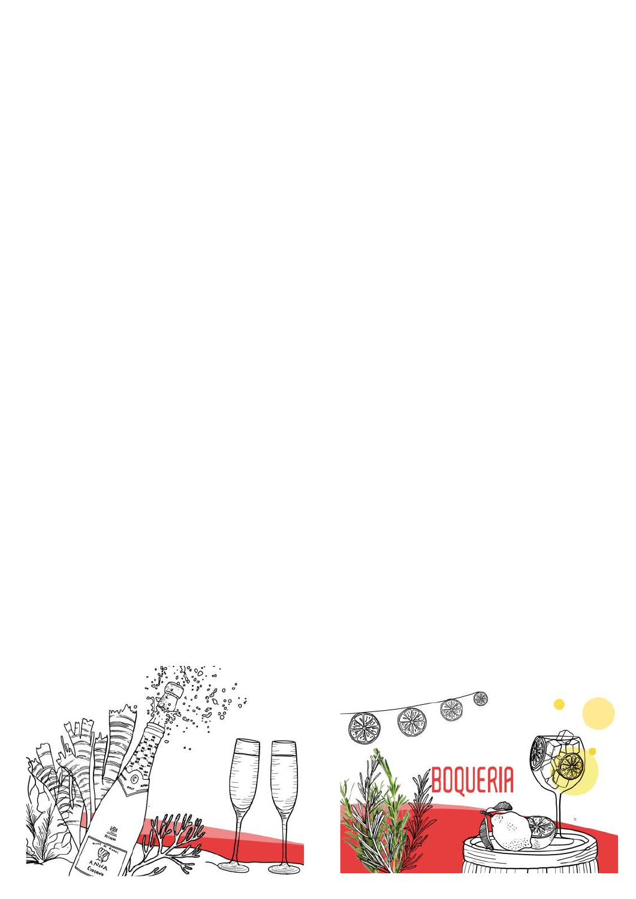BOQUERIA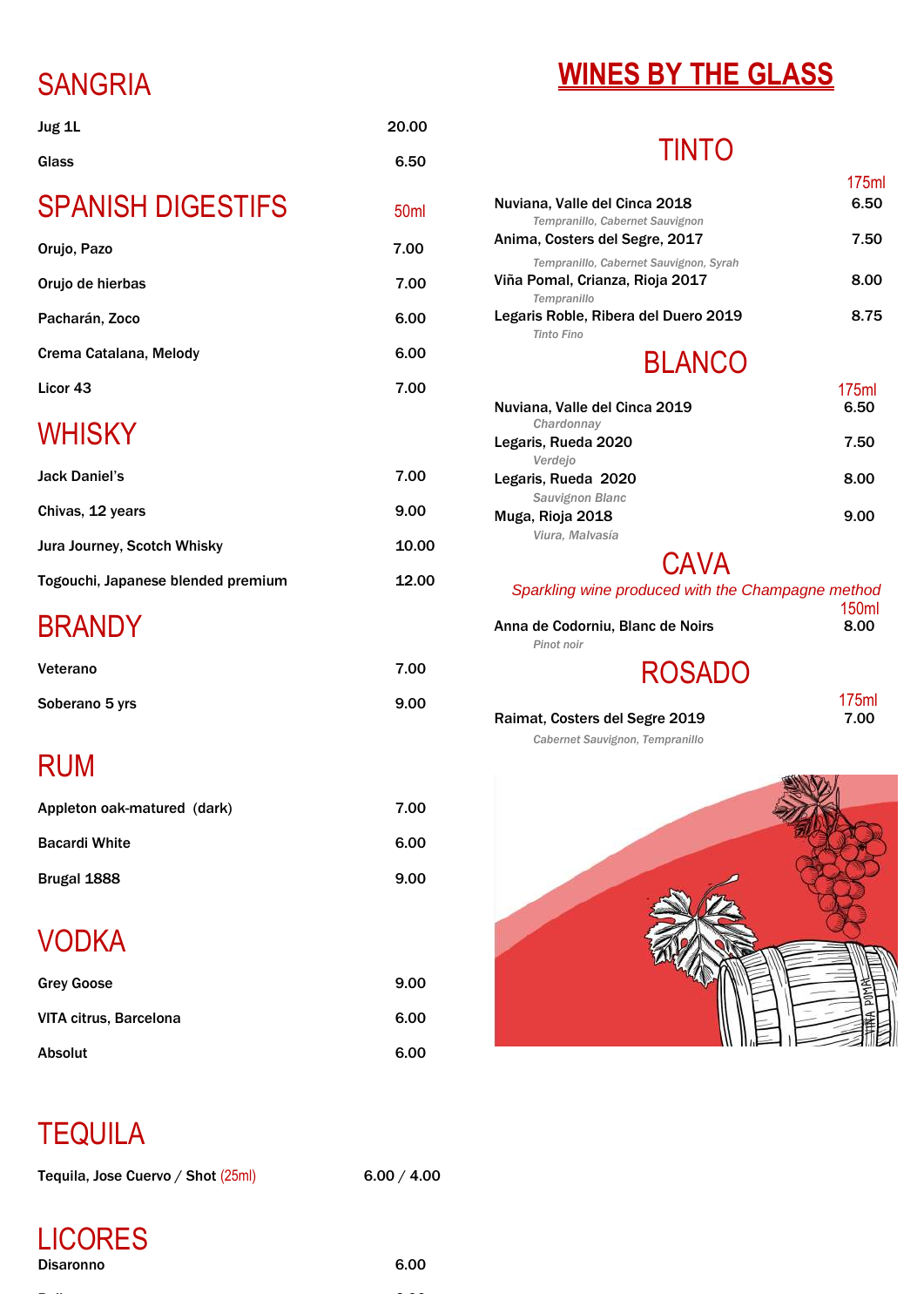## SANGRIA

| | |
|---|---|
| Jug 1L | 20.00 |
| Glass | 6.50 |

## SPANISH DIGESTIFS

| | 50ml |
|---|---|
| Orujo, Pazo | 7.00 |
| Orujo de hierbas | 7.00 |
| Pacharán, Zoco | 6.00 |
| Crema Catalana, Melody | 6.00 |
| Licor 43 | 7.00 |

## WHISKY

| | |
|---|---|
| Jack Daniel's | 7.00 |
| Chivas, 12 years | 9.00 |
| Jura Journey, Scotch Whisky | 10.00 |
| Togouchi, Japanese blended premium | 12.00 |

## BRANDY

| | |
|---|---|
| Veterano | 7.00 |
| Soberano 5 yrs | 9.00 |

## RUM

| | |
|---|---|
| Appleton oak-matured (dark) | 7.00 |
| Bacardi White | 6.00 |
| Brugal 1888 | 9.00 |

## VODKA

| | |
|---|---|
| Grey Goose | 9.00 |
| VITA citrus, Barcelona | 6.00 |
| Absolut | 6.00 |

## TEQUILA

| | |
|---|---|
| Tequila, Jose Cuervo / Shot (25ml) | 6.00 / 4.00 |

## LICORES

| | |
|---|---|
| Disaronno | 6.00 |

# WINES BY THE GLASS

## TINTO

| | 175ml |
|---|---|
| Nuviana, Valle del Cinca 2018<br>*Tempranillo, Cabernet Sauvignon* | 6.50 |
| Anima, Costers del Segre, 2017<br>*Tempranillo, Cabernet Sauvignon, Syrah* | 7.50 |
| Viña Pomal, Crianza, Rioja 2017<br>*Tempranillo* | 8.00 |
| Legaris Roble, Ribera del Duero 2019<br>*Tinto Fino* | 8.75 |

## BLANCO

| | 175ml |
|---|---|
| Nuviana, Valle del Cinca 2019<br>*Chardonnay* | 6.50 |
| Legaris, Rueda 2020<br>*Verdejo* | 7.50 |
| Legaris, Rueda 2020<br>*Sauvignon Blanc* | 8.00 |
| Muga, Rioja 2018<br>*Viura, Malvasía* | 9.00 |

## CAVA

*Sparkling wine produced with the Champagne method*

| | 150ml |
|---|---|
| Anna de Codorniu, Blanc de Noirs<br>*Pinot noir* | 8.00 |

## ROSADO

| | 175ml |
|---|---|
| Raimat, Costers del Segre 2019<br>*Cabernet Sauvignon, Tempranillo* | 7.00 |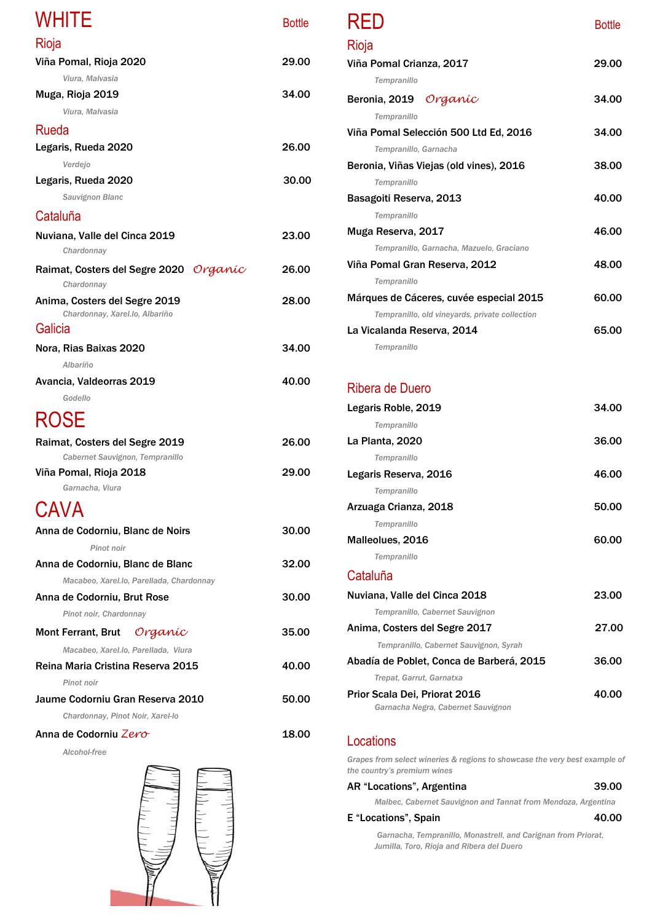# WHITE

Bottle

## Rioja

**Viña Pomal, Rioja 2020** 29.00

*Viura, Malvasia*

**Muga, Rioja 2019** 34.00

*Viura, Malvasia*

## Rueda

**Legaris, Rueda 2020** 26.00

*Verdejo*

**Legaris, Rueda 2020** 30.00

*Sauvignon Blanc*

## Cataluña

**Nuviana, Valle del Cinca 2019** 23.00

*Chardonnay*

**Raimat, Costers del Segre 2020** *Organic* 26.00

*Chardonnay*

**Anima, Costers del Segre 2019** 28.00

*Chardonnay, Xarel.lo, Albariño*

## Galicia

**Nora, Rias Baixas 2020** 34.00

*Albariño*

**Avancia, Valdeorras 2019** 40.00

*Godello*

# ROSE

**Raimat, Costers del Segre 2019** 26.00

*Cabernet Sauvignon, Tempranillo*

**Viña Pomal, Rioja 2018** 29.00

*Garnacha, Viura*

# CAVA

**Anna de Codorniu, Blanc de Noirs** 30.00

*Pinot noir*

**Anna de Codorniu, Blanc de Blanc** 32.00

*Macabeo, Xarel.lo, Parellada, Chardonnay*

**Anna de Codorniu, Brut Rose** 30.00

*Pinot noir, Chardonnay*

**Mont Ferrant, Brut** *Organic* 35.00

*Macabeo, Xarel.lo, Parellada, Viura*

**Reina Maria Cristina Reserva 2015** 40.00

*Pinot noir*

**Jaume Codorniu Gran Reserva 2010** 50.00

*Chardonnay, Pinot Noir, Xarel-lo*

**Anna de Codorniu** *Zero* 18.00

*Alcohol-free*

# RED

Bottle

## Rioja

**Viña Pomal Crianza, 2017** 29.00

*Tempranillo*

**Beronia, 2019** *Organic* 34.00

*Tempranillo*

**Viña Pomal Selección 500 Ltd Ed, 2016** 34.00

*Tempranillo, Garnacha*

**Beronia, Viñas Viejas (old vines), 2016** 38.00

*Tempranillo*

**Basagoiti Reserva, 2013** 40.00

*Tempranillo*

**Muga Reserva, 2017** 46.00

*Tempranillo, Garnacha, Mazuelo, Graciano*

**Viña Pomal Gran Reserva, 2012** 48.00

*Tempranillo*

**Márques de Cáceres, cuvée especial 2015** 60.00

*Tempranillo, old vineyards, private collection*

**La Vicalanda Reserva, 2014** 65.00

*Tempranillo*

## Ribera de Duero

**Legaris Roble, 2019** 34.00

*Tempranillo*

**La Planta, 2020** 36.00

*Tempranillo*

**Legaris Reserva, 2016** 46.00

*Tempranillo*

**Arzuaga Crianza, 2018** 50.00

*Tempranillo*

**Malleolues, 2016** 60.00

*Tempranillo*

## Cataluña

**Nuviana, Valle del Cinca 2018** 23.00

*Tempranillo, Cabernet Sauvignon*

**Anima, Costers del Segre 2017** 27.00

*Tempranillo, Cabernet Sauvignon, Syrah*

**Abadía de Poblet, Conca de Barberá, 2015** 36.00

*Trepat, Garrut, Garnatxa*

**Prior Scala Dei, Priorat 2016** 40.00

*Garnacha Negra, Cabernet Sauvignon*

## Locations

*Grapes from select wineries & regions to showcase the very best example of the country's premium wines*

**AR "Locations", Argentina** 39.00

*Malbec, Cabernet Sauvignon and Tannat from Mendoza, Argentina*

**E "Locations", Spain** 40.00

*Garnacha, Tempranillo, Monastrell, and Carignan from Priorat, Jumilla, Toro, Rioja and Ribera del Duero*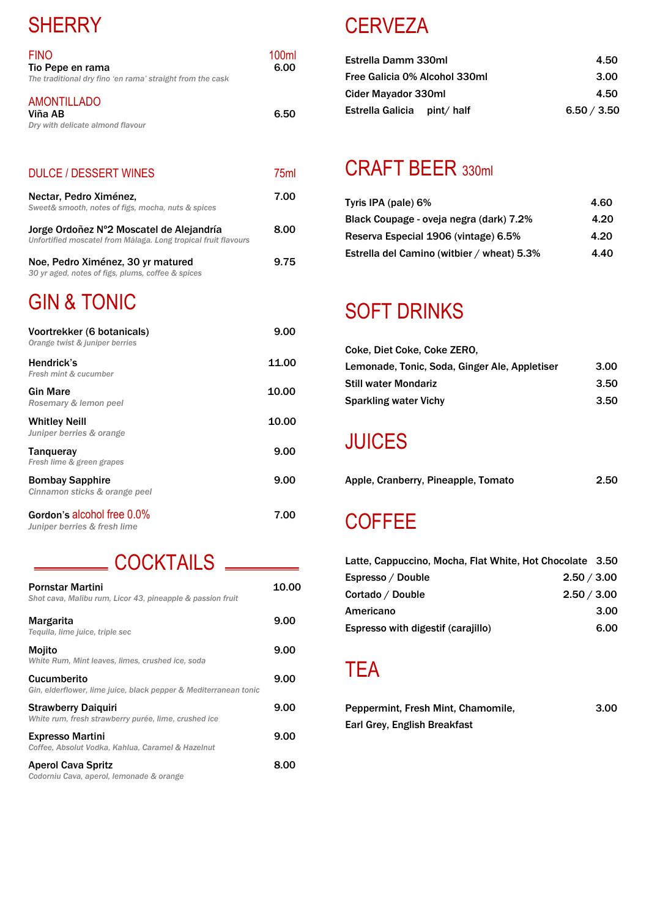# SHERRY

## FINO

| | 100ml |
|---|---|
| **Tio Pepe en rama**<br>*The traditional dry fino 'en rama' straight from the cask* | 6.00 |

## AMONTILLADO

| | |
|---|---|
| **Viña AB**<br>*Dry with delicate almond flavour* | 6.50 |

## DULCE / DESSERT WINES

| | 75ml |
|---|---|
| **Nectar, Pedro Ximénez,**<br>*Sweet& smooth, notes of figs, mocha, nuts & spices* | 7.00 |
| **Jorge Ordoñez N°2 Moscatel de Alejandría**<br>*Unfortified moscatel from Málaga. Long tropical fruit flavours* | 8.00 |
| **Noe, Pedro Ximénez, 30 yr matured**<br>*30 yr aged, notes of figs, plums, coffee & spices* | 9.75 |

# GIN & TONIC

| | |
|---|---|
| **Voortrekker (6 botanicals)**<br>*Orange twist & juniper berries* | 9.00 |
| **Hendrick's**<br>*Fresh mint & cucumber* | 11.00 |
| **Gin Mare**<br>*Rosemary & lemon peel* | 10.00 |
| **Whitley Neill**<br>*Juniper berries & orange* | 10.00 |
| **Tanqueray**<br>*Fresh lime & green grapes* | 9.00 |
| **Bombay Sapphire**<br>*Cinnamon sticks & orange peel* | 9.00 |
| **Gordon's** alcohol free 0.0%<br>*Juniper berries & fresh lime* | 7.00 |

# COCKTAILS

| | |
|---|---|
| **Pornstar Martini**<br>*Shot cava, Malibu rum, Licor 43, pineapple & passion fruit* | 10.00 |
| **Margarita**<br>*Tequila, lime juice, triple sec* | 9.00 |
| **Mojito**<br>*White Rum, Mint leaves, limes, crushed ice, soda* | 9.00 |
| **Cucumberito**<br>*Gin, elderflower, lime juice, black pepper & Mediterranean tonic* | 9.00 |
| **Strawberry Daiquiri**<br>*White rum, fresh strawberry purée, lime, crushed ice* | 9.00 |
| **Expresso Martini**<br>*Coffee, Absolut Vodka, Kahlua, Caramel & Hazelnut* | 9.00 |
| **Aperol Cava Spritz**<br>*Codorniu Cava, aperol, lemonade & orange* | 8.00 |

# CERVEZA

| | |
|---|---|
| Estrella Damm 330ml | 4.50 |
| Free Galicia 0% Alcohol 330ml | 3.00 |
| Cider Mayador 330ml | 4.50 |
| Estrella Galicia pint/ half | 6.50 / 3.50 |

# CRAFT BEER 330ml

| | |
|---|---|
| Tyris IPA (pale) 6% | 4.60 |
| Black Coupage - oveja negra (dark) 7.2% | 4.20 |
| Reserva Especial 1906 (vintage) 6.5% | 4.20 |
| Estrella del Camino (witbier / wheat) 5.3% | 4.40 |

# SOFT DRINKS

| | |
|---|---|
| Coke, Diet Coke, Coke ZERO,<br>Lemonade, Tonic, Soda, Ginger Ale, Appletiser | 3.00 |
| Still water Mondariz | 3.50 |
| Sparkling water Vichy | 3.50 |

# JUICES

| | |
|---|---|
| Apple, Cranberry, Pineapple, Tomato | 2.50 |

# COFFEE

| | |
|---|---|
| Latte, Cappuccino, Mocha, Flat White, Hot Chocolate | 3.50 |
| Espresso / Double | 2.50 / 3.00 |
| Cortado / Double | 2.50 / 3.00 |
| Americano | 3.00 |
| Espresso with digestif (carajillo) | 6.00 |

# TEA

| | |
|---|---|
| Peppermint, Fresh Mint, Chamomile,<br>Earl Grey, English Breakfast | 3.00 |